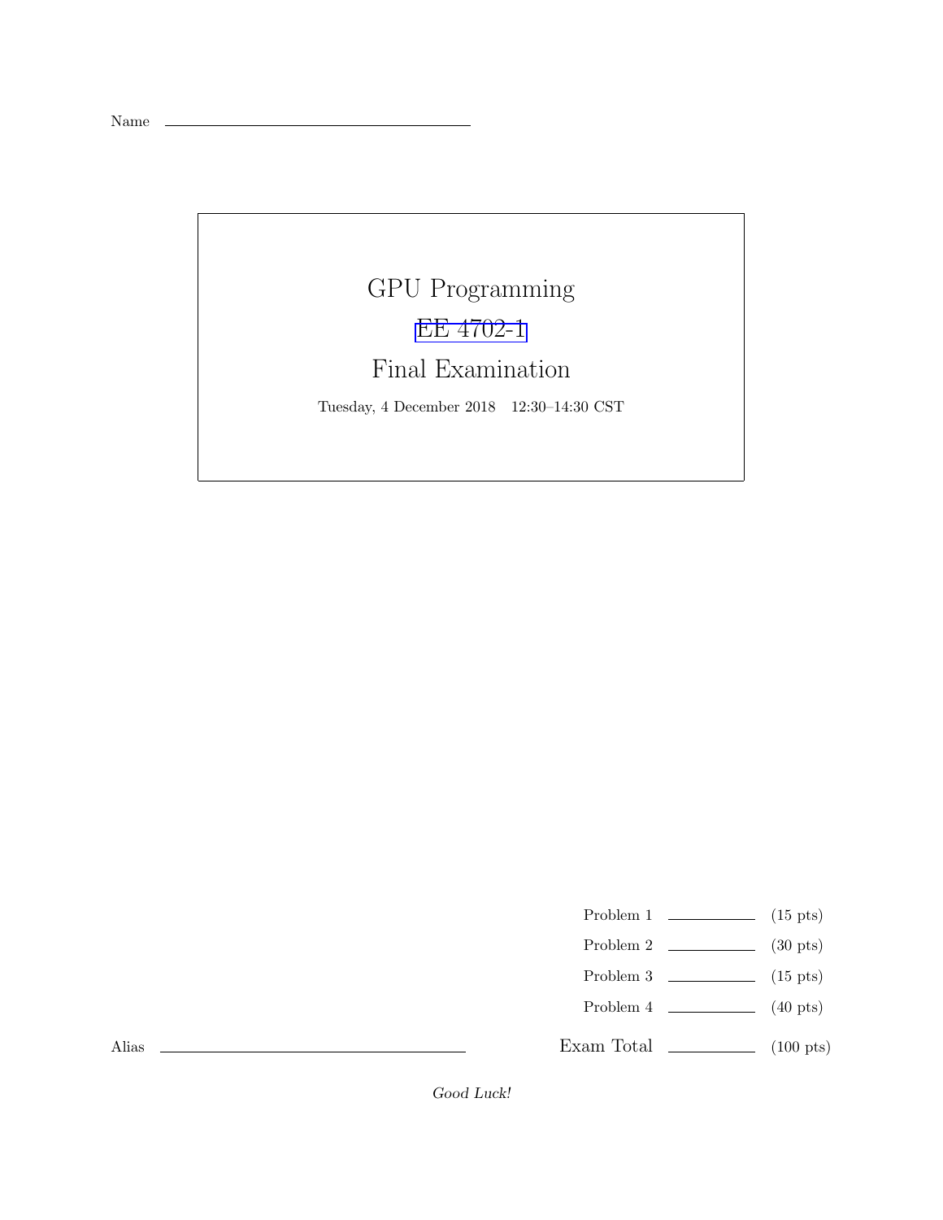Name \_\_\_\_\_\_\_\_\_\_\_\_\_\_\_\_\_\_\_\_\_\_\_\_\_\_\_\_\_\_

# GPU Programming

## EE 4702-1

## Final Examination

Tuesday, 4 December 2018 12:30–14:30 CST

| | | |
|---|---|---|
| Problem 1 | \_\_\_\_\_\_\_\_ | (15 pts) |
| Problem 2 | \_\_\_\_\_\_\_\_ | (30 pts) |
| Problem 3 | \_\_\_\_\_\_\_\_ | (15 pts) |
| Problem 4 | \_\_\_\_\_\_\_\_ | (40 pts) |
| Exam Total | \_\_\_\_\_\_\_\_ | (100 pts) |

Alias \_\_\_\_\_\_\_\_\_\_\_\_\_\_\_\_\_\_\_\_\_\_\_\_\_\_\_\_\_\_

*Good Luck!*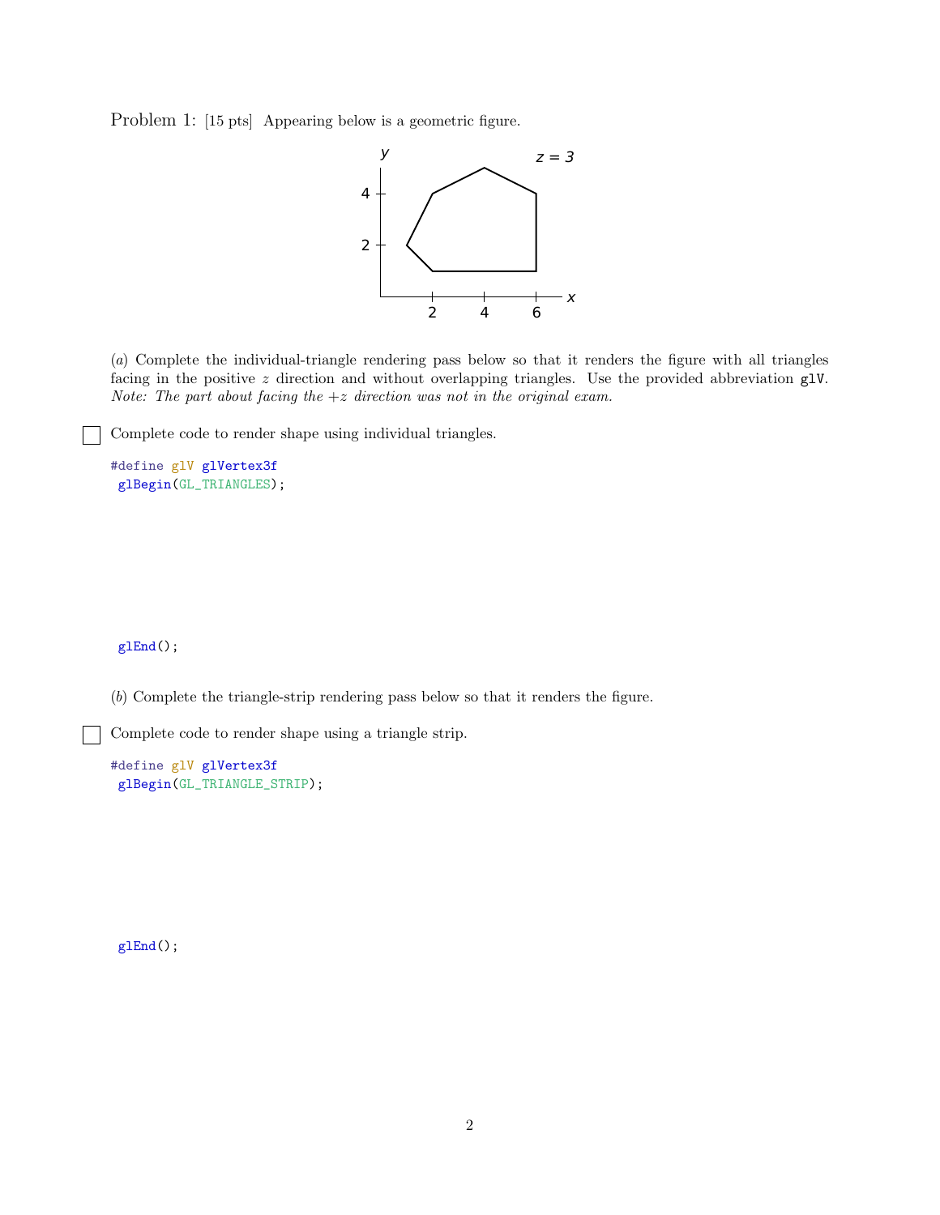Problem 1: [15 pts] Appearing below is a geometric figure.

(*a*) Complete the individual-triangle rendering pass below so that it renders the figure with all triangles facing in the positive $z$ direction and without overlapping triangles. Use the provided abbreviation `glV`. *Note: The part about facing the $+z$ direction was not in the original exam.*

☐ Complete code to render shape using individual triangles.

```
#define glV glVertex3f
 glBegin(GL_TRIANGLES);







 glEnd();
```

(*b*) Complete the triangle-strip rendering pass below so that it renders the figure.

☐ Complete code to render shape using a triangle strip.

```
#define glV glVertex3f
 glBegin(GL_TRIANGLE_STRIP);







 glEnd();
```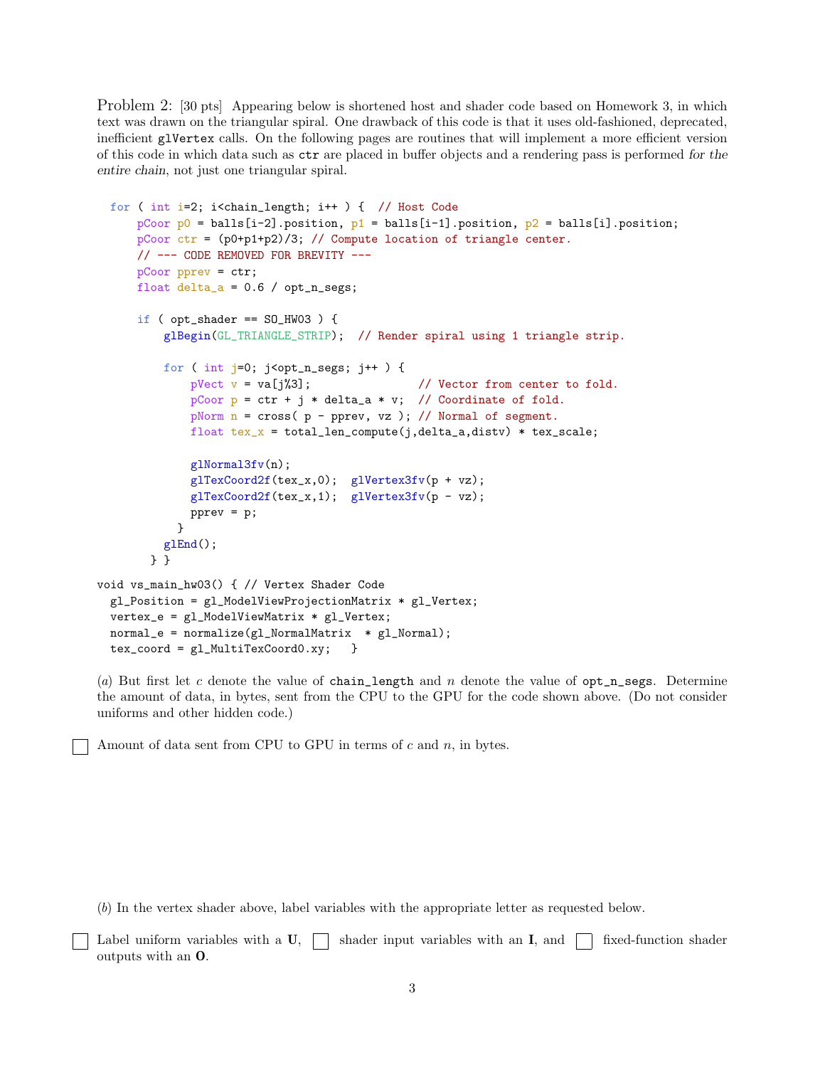Problem 2: [30 pts] Appearing below is shortened host and shader code based on Homework 3, in which text was drawn on the triangular spiral. One drawback of this code is that it uses old-fashioned, deprecated, inefficient `glVertex` calls. On the following pages are routines that will implement a more efficient version of this code in which data such as `ctr` are placed in buffer objects and a rendering pass is performed *for the entire chain*, not just one triangular spiral.

```
  for ( int i=2; i<chain_length; i++ ) {  // Host Code
      pCoor p0 = balls[i-2].position, p1 = balls[i-1].position, p2 = balls[i].position;
      pCoor ctr = (p0+p1+p2)/3; // Compute location of triangle center.
      // --- CODE REMOVED FOR BREVITY ---
      pCoor pprev = ctr;
      float delta_a = 0.6 / opt_n_segs;

      if ( opt_shader == SO_HW03 ) {
          glBegin(GL_TRIANGLE_STRIP);  // Render spiral using 1 triangle strip.

          for ( int j=0; j<opt_n_segs; j++ ) {
              pVect v = va[j%3];                // Vector from center to fold.
              pCoor p = ctr + j * delta_a * v;  // Coordinate of fold.
              pNorm n = cross( p - pprev, vz ); // Normal of segment.
              float tex_x = total_len_compute(j,delta_a,distv) * tex_scale;

              glNormal3fv(n);
              glTexCoord2f(tex_x,0);  glVertex3fv(p + vz);
              glTexCoord2f(tex_x,1);  glVertex3fv(p - vz);
              pprev = p;
            }
          glEnd();
        } }

void vs_main_hw03() { // Vertex Shader Code
  gl_Position = gl_ModelViewProjectionMatrix * gl_Vertex;
  vertex_e = gl_ModelViewMatrix * gl_Vertex;
  normal_e = normalize(gl_NormalMatrix  * gl_Normal);
  tex_coord = gl_MultiTexCoord0.xy;   }
```

(*a*) But first let $c$ denote the value of `chain_length` and $n$ denote the value of `opt_n_segs`. Determine the amount of data, in bytes, sent from the CPU to the GPU for the code shown above. (Do not consider uniforms and other hidden code.)

☐ Amount of data sent from CPU to GPU in terms of $c$ and $n$, in bytes.

(*b*) In the vertex shader above, label variables with the appropriate letter as requested below.

☐ Label uniform variables with a **U**, ☐ shader input variables with an **I**, and ☐ fixed-function shader outputs with an **O**.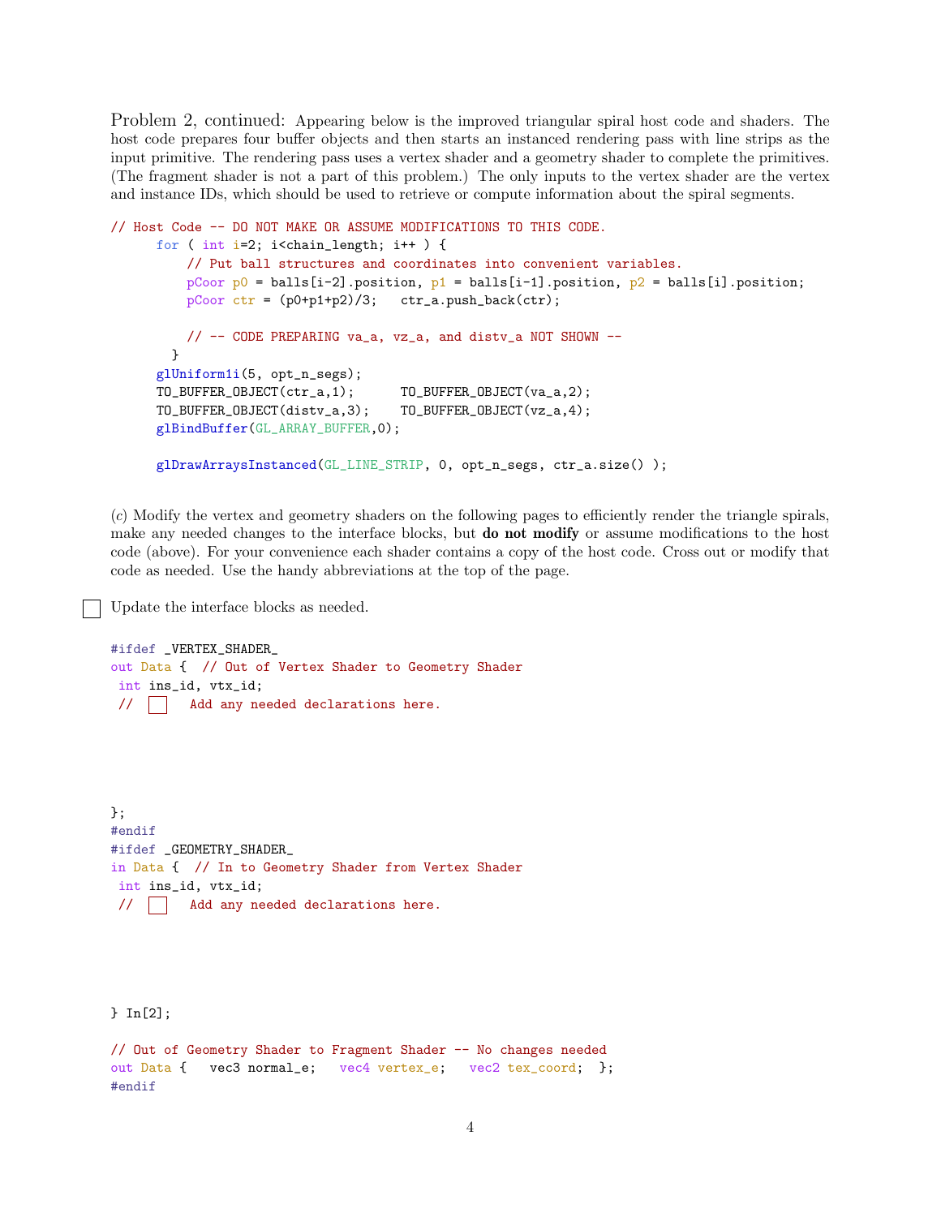Problem 2, continued: Appearing below is the improved triangular spiral host code and shaders. The host code prepares four buffer objects and then starts an instanced rendering pass with line strips as the input primitive. The rendering pass uses a vertex shader and a geometry shader to complete the primitives. (The fragment shader is not a part of this problem.) The only inputs to the vertex shader are the vertex and instance IDs, which should be used to retrieve or compute information about the spiral segments.

```
// Host Code -- DO NOT MAKE OR ASSUME MODIFICATIONS TO THIS CODE.
      for ( int i=2; i<chain_length; i++ ) {
          // Put ball structures and coordinates into convenient variables.
          pCoor p0 = balls[i-2].position, p1 = balls[i-1].position, p2 = balls[i].position;
          pCoor ctr = (p0+p1+p2)/3;   ctr_a.push_back(ctr);

          // -- CODE PREPARING va_a, vz_a, and distv_a NOT SHOWN --
        }
      glUniform1i(5, opt_n_segs);
      TO_BUFFER_OBJECT(ctr_a,1);      TO_BUFFER_OBJECT(va_a,2);
      TO_BUFFER_OBJECT(distv_a,3);    TO_BUFFER_OBJECT(vz_a,4);
      glBindBuffer(GL_ARRAY_BUFFER,0);

      glDrawArraysInstanced(GL_LINE_STRIP, 0, opt_n_segs, ctr_a.size() );
```

(*c*) Modify the vertex and geometry shaders on the following pages to efficiently render the triangle spirals, make any needed changes to the interface blocks, but **do not modify** or assume modifications to the host code (above). For your convenience each shader contains a copy of the host code. Cross out or modify that code as needed. Use the handy abbreviations at the top of the page.

☐ Update the interface blocks as needed.

```
#ifdef _VERTEX_SHADER_
out Data {  // Out of Vertex Shader to Geometry Shader
 int ins_id, vtx_id;
 // ☐   Add any needed declarations here.






};
#endif
#ifdef _GEOMETRY_SHADER_
in Data {  // In to Geometry Shader from Vertex Shader
 int ins_id, vtx_id;
 // ☐   Add any needed declarations here.






} In[2];

// Out of Geometry Shader to Fragment Shader -- No changes needed
out Data {   vec3 normal_e;   vec4 vertex_e;   vec2 tex_coord;  };
#endif
```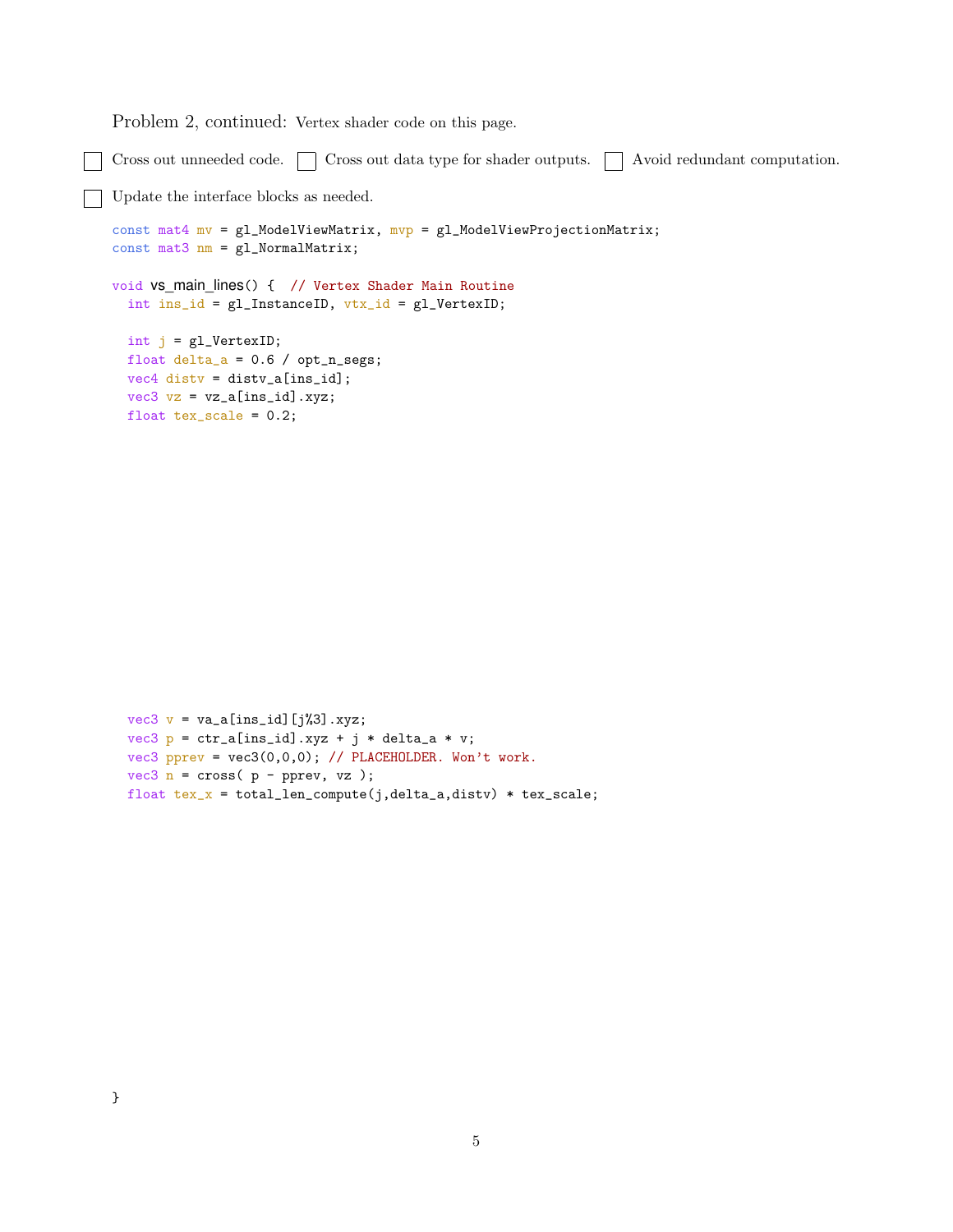Problem 2, continued: Vertex shader code on this page.

☐ Cross out unneeded code. ☐ Cross out data type for shader outputs. ☐ Avoid redundant computation.

☐ Update the interface blocks as needed.

```
const mat4 mv = gl_ModelViewMatrix, mvp = gl_ModelViewProjectionMatrix;
const mat3 nm = gl_NormalMatrix;

void vs_main_lines() {  // Vertex Shader Main Routine
  int ins_id = gl_InstanceID, vtx_id = gl_VertexID;

  int j = gl_VertexID;
  float delta_a = 0.6 / opt_n_segs;
  vec4 distv = distv_a[ins_id];
  vec3 vz = vz_a[ins_id].xyz;
  float tex_scale = 0.2;











  vec3 v = va_a[ins_id][j%3].xyz;
  vec3 p = ctr_a[ins_id].xyz + j * delta_a * v;
  vec3 pprev = vec3(0,0,0); // PLACEHOLDER. Won't work.
  vec3 n = cross( p - pprev, vz );
  float tex_x = total_len_compute(j,delta_a,distv) * tex_scale;













}
```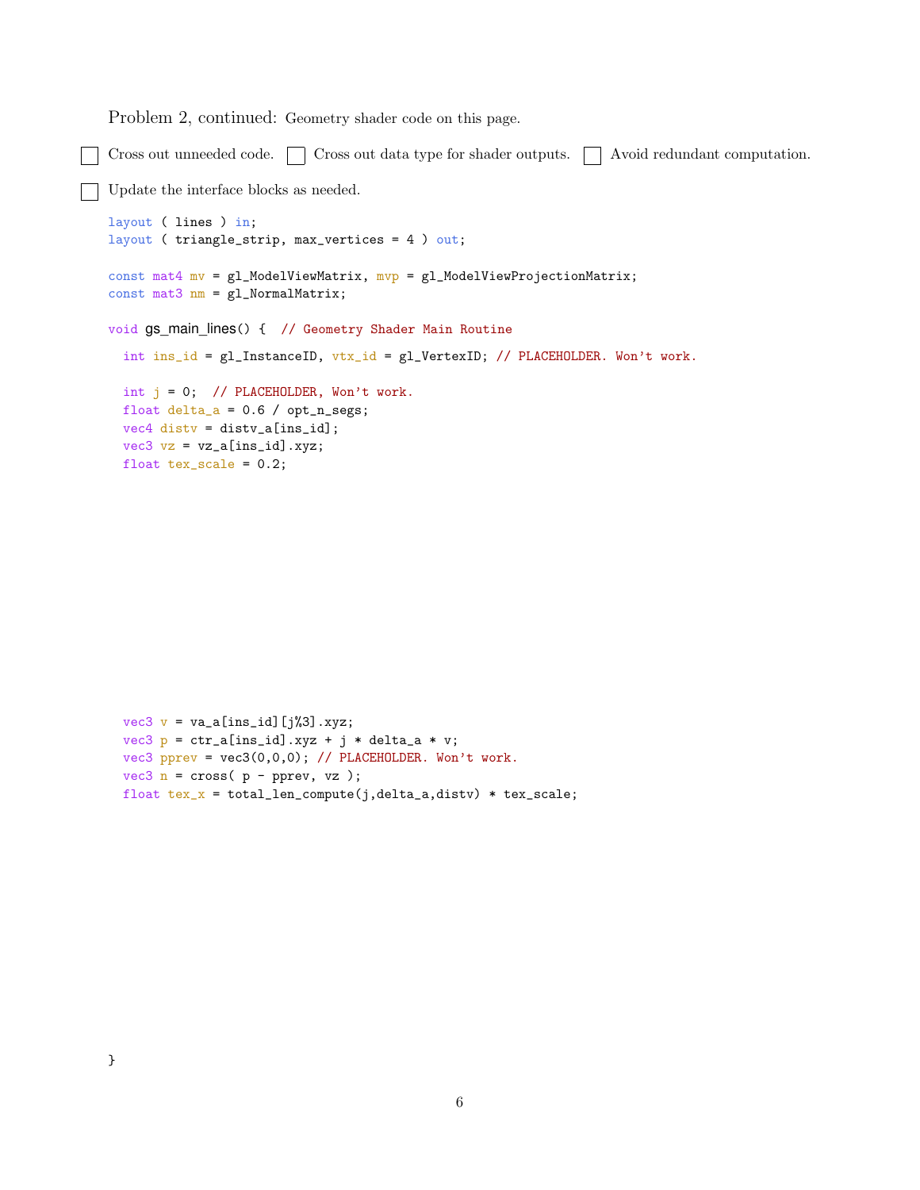Problem 2, continued: Geometry shader code on this page.

☐ Cross out unneeded code. ☐ Cross out data type for shader outputs. ☐ Avoid redundant computation.

☐ Update the interface blocks as needed.

```
layout ( lines ) in;
layout ( triangle_strip, max_vertices = 4 ) out;

const mat4 mv = gl_ModelViewMatrix, mvp = gl_ModelViewProjectionMatrix;
const mat3 nm = gl_NormalMatrix;

void gs_main_lines() {  // Geometry Shader Main Routine

  int ins_id = gl_InstanceID, vtx_id = gl_VertexID; // PLACEHOLDER. Won't work.

  int j = 0;  // PLACEHOLDER, Won't work.
  float delta_a = 0.6 / opt_n_segs;
  vec4 distv = distv_a[ins_id];
  vec3 vz = vz_a[ins_id].xyz;
  float tex_scale = 0.2;










  vec3 v = va_a[ins_id][j%3].xyz;
  vec3 p = ctr_a[ins_id].xyz + j * delta_a * v;
  vec3 pprev = vec3(0,0,0); // PLACEHOLDER. Won't work.
  vec3 n = cross( p - pprev, vz );
  float tex_x = total_len_compute(j,delta_a,distv) * tex_scale;










}
```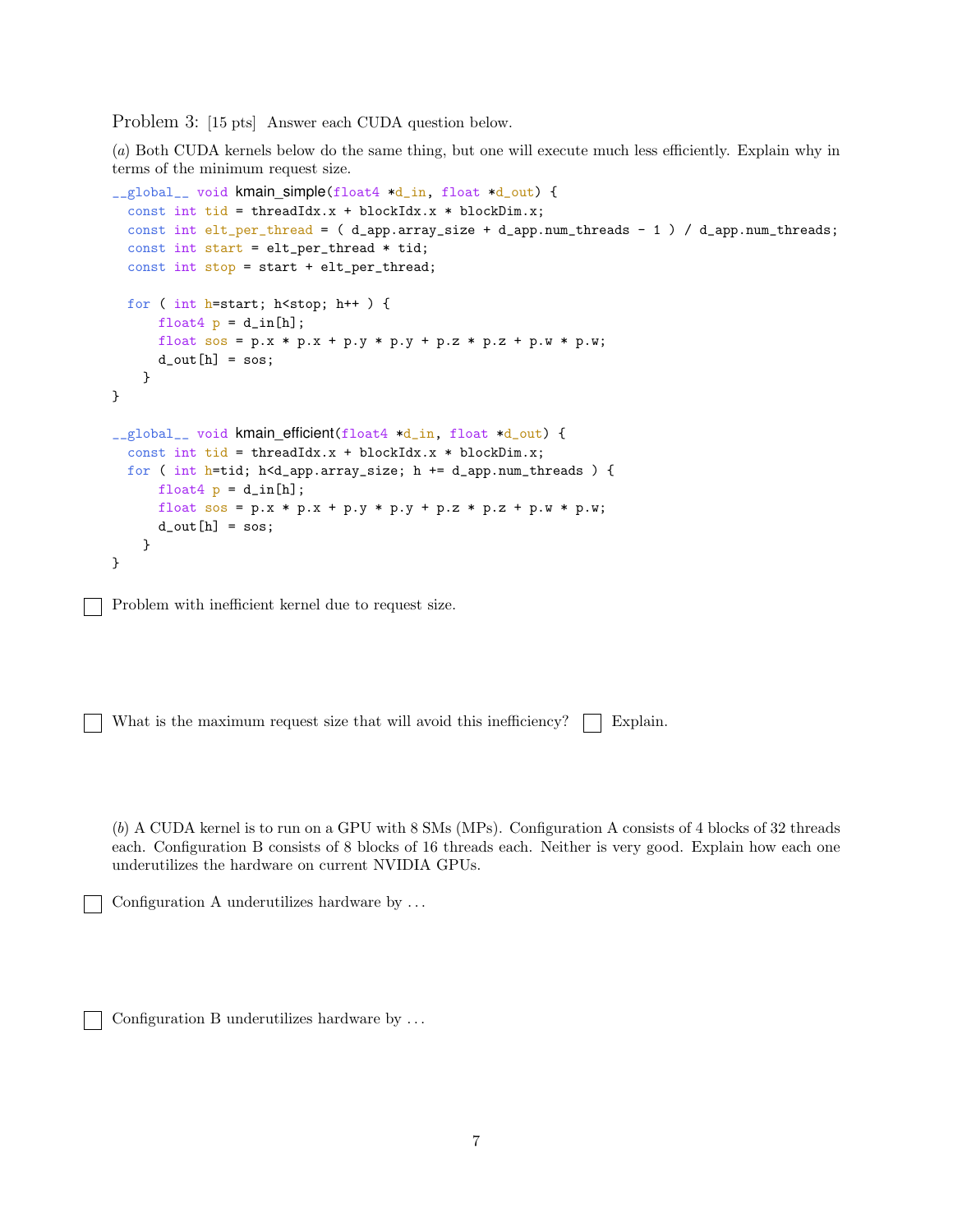Problem 3: [15 pts] Answer each CUDA question below.

(*a*) Both CUDA kernels below do the same thing, but one will execute much less efficiently. Explain why in terms of the minimum request size.

```
__global__ void kmain_simple(float4 *d_in, float *d_out) {
  const int tid = threadIdx.x + blockIdx.x * blockDim.x;
  const int elt_per_thread = ( d_app.array_size + d_app.num_threads - 1 ) / d_app.num_threads;
  const int start = elt_per_thread * tid;
  const int stop = start + elt_per_thread;

  for ( int h=start; h<stop; h++ ) {
      float4 p = d_in[h];
      float sos = p.x * p.x + p.y * p.y + p.z * p.z + p.w * p.w;
      d_out[h] = sos;
    }
}

__global__ void kmain_efficient(float4 *d_in, float *d_out) {
  const int tid = threadIdx.x + blockIdx.x * blockDim.x;
  for ( int h=tid; h<d_app.array_size; h += d_app.num_threads ) {
      float4 p = d_in[h];
      float sos = p.x * p.x + p.y * p.y + p.z * p.z + p.w * p.w;
      d_out[h] = sos;
    }
}
```

☐ Problem with inefficient kernel due to request size.

☐ What is the maximum request size that will avoid this inefficiency? ☐ Explain.

(*b*) A CUDA kernel is to run on a GPU with 8 SMs (MPs). Configuration A consists of 4 blocks of 32 threads each. Configuration B consists of 8 blocks of 16 threads each. Neither is very good. Explain how each one underutilizes the hardware on current NVIDIA GPUs.

☐ Configuration A underutilizes hardware by ...

☐ Configuration B underutilizes hardware by ...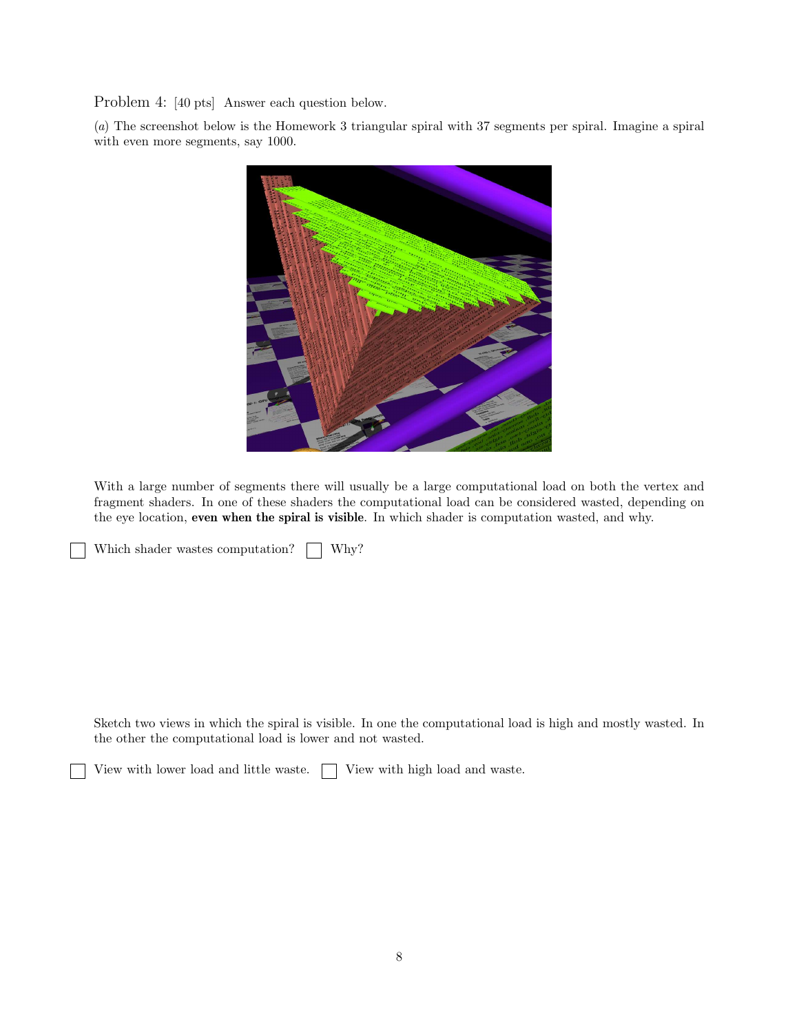Problem 4: [40 pts] Answer each question below.

(*a*) The screenshot below is the Homework 3 triangular spiral with 37 segments per spiral. Imagine a spiral with even more segments, say 1000.

With a large number of segments there will usually be a large computational load on both the vertex and fragment shaders. In one of these shaders the computational load can be considered wasted, depending on the eye location, **even when the spiral is visible**. In which shader is computation wasted, and why.

☐ Which shader wastes computation? ☐ Why?

Sketch two views in which the spiral is visible. In one the computational load is high and mostly wasted. In the other the computational load is lower and not wasted.

☐ View with lower load and little waste. ☐ View with high load and waste.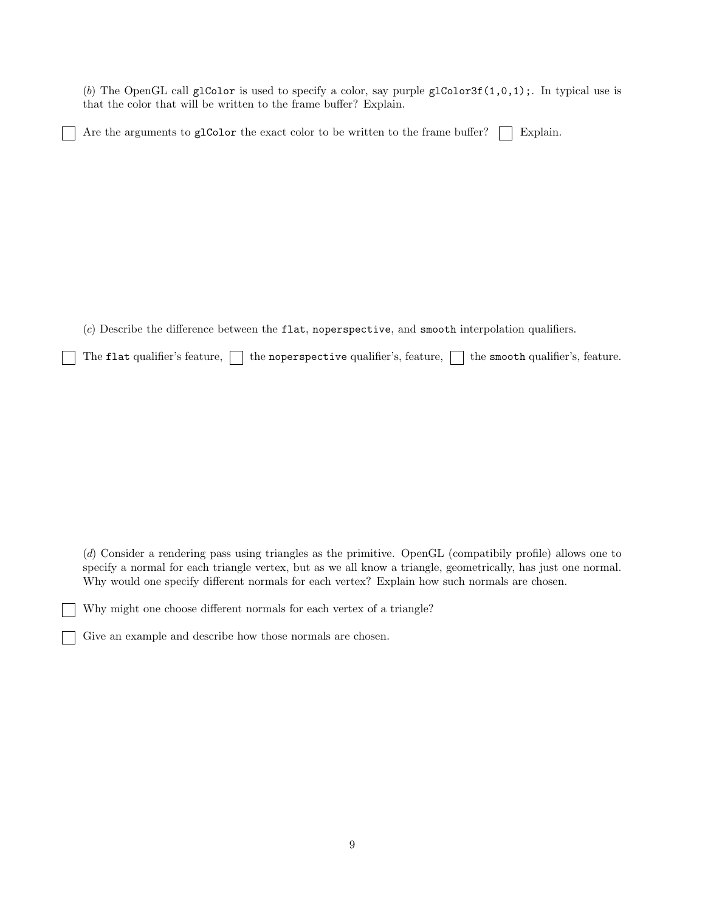(*b*) The OpenGL call `glColor` is used to specify a color, say purple `glColor3f(1,0,1);`. In typical use is that the color that will be written to the frame buffer? Explain.

☐ Are the arguments to `glColor` the exact color to be written to the frame buffer? ☐ Explain.

(*c*) Describe the difference between the `flat`, `noperspective`, and `smooth` interpolation qualifiers.

☐ The `flat` qualifier's feature, ☐ the `noperspective` qualifier's, feature, ☐ the `smooth` qualifier's, feature.

(*d*) Consider a rendering pass using triangles as the primitive. OpenGL (compatibily profile) allows one to specify a normal for each triangle vertex, but as we all know a triangle, geometrically, has just one normal. Why would one specify different normals for each vertex? Explain how such normals are chosen.

☐ Why might one choose different normals for each vertex of a triangle?

☐ Give an example and describe how those normals are chosen.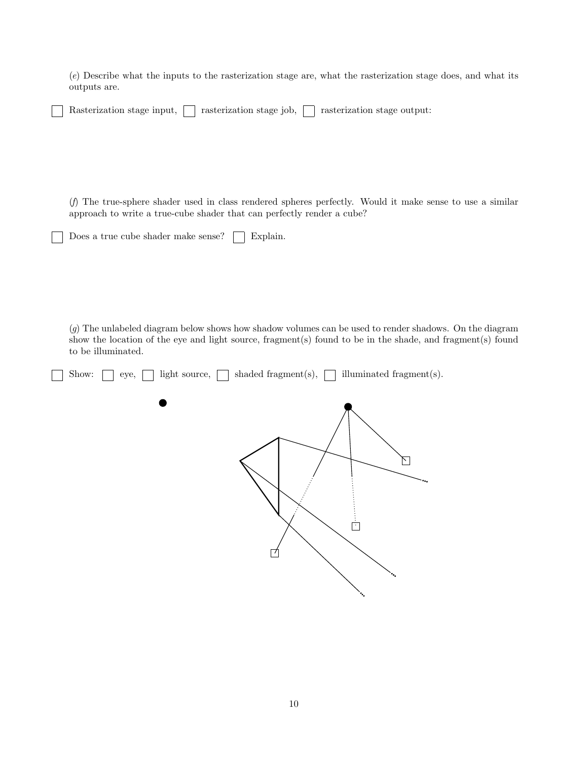(*e*) Describe what the inputs to the rasterization stage are, what the rasterization stage does, and what its outputs are.

☐ Rasterization stage input, ☐ rasterization stage job, ☐ rasterization stage output:

(*f*) The true-sphere shader used in class rendered spheres perfectly. Would it make sense to use a similar approach to write a true-cube shader that can perfectly render a cube?

☐ Does a true cube shader make sense? ☐ Explain.

(*g*) The unlabeled diagram below shows how shadow volumes can be used to render shadows. On the diagram show the location of the eye and light source, fragment(s) found to be in the shade, and fragment(s) found to be illuminated.

☐ Show: ☐ eye, ☐ light source, ☐ shaded fragment(s), ☐ illuminated fragment(s).